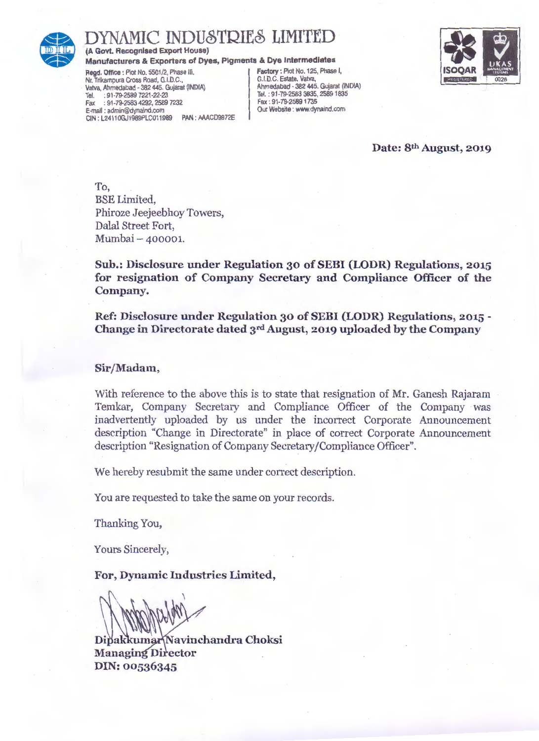# DYNAMIC INDUSTRIES LIMITED

**(A Govt. Recognised Export House)**

**Manufacturers & Exporters of Dyes, Pigments & Dye Intermediates**

Regd. Office : Plot No. 5501/2, Phase III, Nr. Trikampura Cross Road, G.I.D.C., Vatva, Ahmedabad - 382 445. Gujarat (INDIA)
Tel. : 91-79-2589 7221-22-23
Fax : 91-79-2583 4292, 2589 7232
E-mail : admin@dynaind.com
CIN : L24110GJ1989PLC011989 PAN : AAACD9872E

Factory : Plot No. 125, Phase I, G.I.D.C. Estate, Vatva, Ahmedabad - 382 445. Gujarat (INDIA)
Tel. : 91-79-2583 3835, 2589 1835
Fax : 91-79-2589 1735
Our Website : www.dynaind.com

**Date: 8th August, 2019**

To,
BSE Limited,
Phiroze Jeejeebhoy Towers,
Dalal Street Fort,
Mumbai – 400001.

**Sub.: Disclosure under Regulation 30 of SEBI (LODR) Regulations, 2015 for resignation of Company Secretary and Compliance Officer of the Company.**

**Ref: Disclosure under Regulation 30 of SEBI (LODR) Regulations, 2015 - Change in Directorate dated 3rd August, 2019 uploaded by the Company**

**Sir/Madam,**

With reference to the above this is to state that resignation of Mr. Ganesh Rajaram Temkar, Company Secretary and Compliance Officer of the Company was inadvertently uploaded by us under the incorrect Corporate Announcement description "Change in Directorate" in place of correct Corporate Announcement description "Resignation of Company Secretary/Compliance Officer".

We hereby resubmit the same under correct description.

You are requested to take the same on your records.

Thanking You,

Yours Sincerely,

**For, Dynamic Industries Limited,**

**Dipakkumar Navinchandra Choksi**
**Managing Director**
**DIN: 00536345**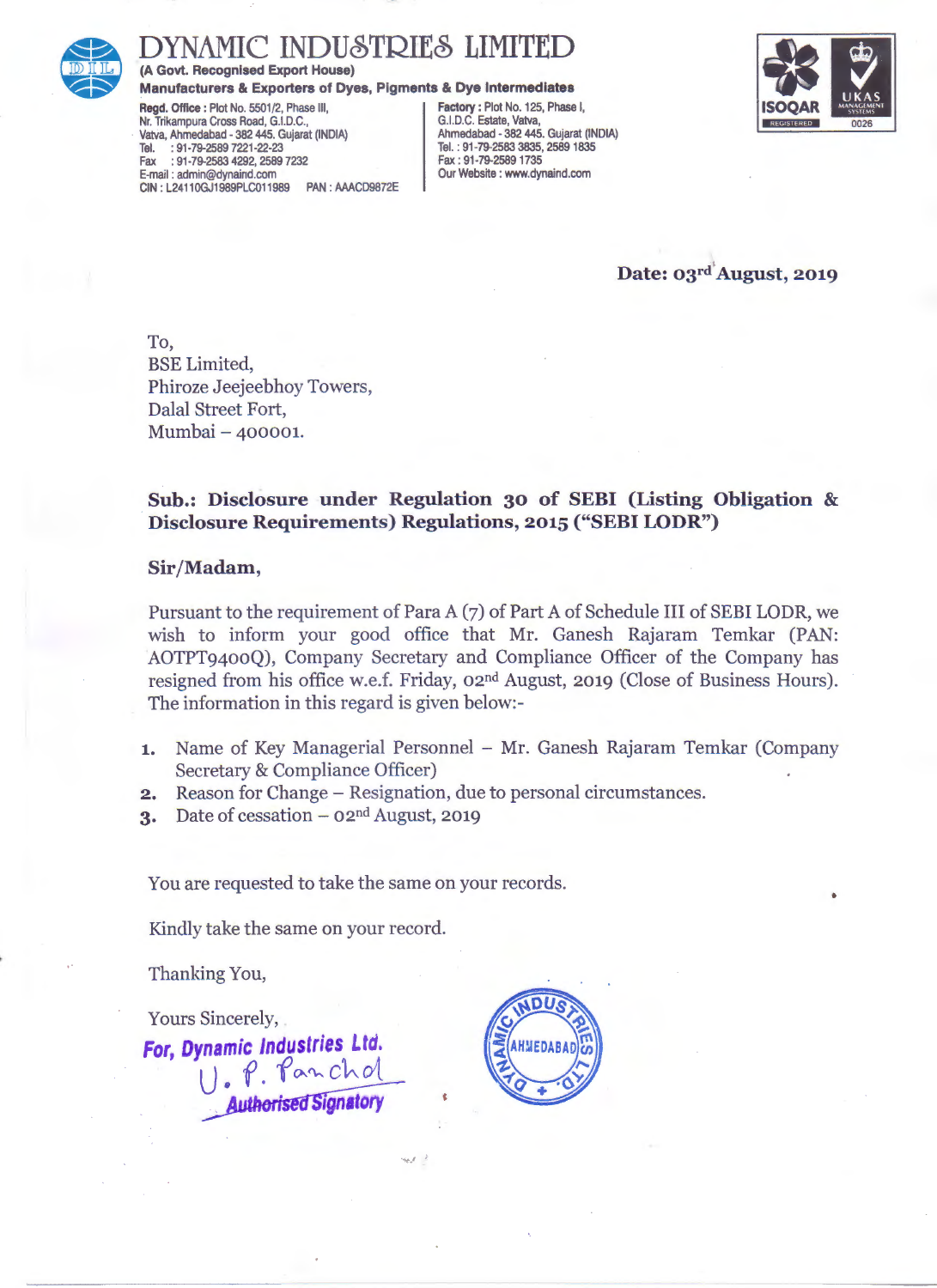# DYNAMIC INDUSTRIES LIMITED

**(A Govt. Recognised Export House)**

**Manufacturers & Exporters of Dyes, Pigments & Dye Intermediates**

**Regd. Office :** Plot No. 5501/2, Phase III,
Nr. Trikampura Cross Road, G.I.D.C.,
Vatva, Ahmedabad - 382 445. Gujarat (INDIA)
Tel. : 91-79-2589 7221-22-23
Fax : 91-79-2583 4292, 2589 7232
E-mail : admin@dynaind.com
CIN : L24110GJ1989PLC011989 PAN : AAACD9872E

**Factory :** Plot No. 125, Phase I,
G.I.D.C. Estate, Vatva,
Ahmedabad - 382 445. Gujarat (INDIA)
Tel. : 91-79-2583 3835, 2589 1835
Fax : 91-79-2589 1735
Our Website : www.dynaind.com

ISOQAR REGISTERED UKAS MANAGEMENT SYSTEMS 0026

**Date: 03rd August, 2019**

To,
BSE Limited,
Phiroze Jeejeebhoy Towers,
Dalal Street Fort,
Mumbai – 400001.

**Sub.: Disclosure under Regulation 30 of SEBI (Listing Obligation & Disclosure Requirements) Regulations, 2015 ("SEBI LODR")**

**Sir/Madam,**

Pursuant to the requirement of Para A (7) of Part A of Schedule III of SEBI LODR, we wish to inform your good office that Mr. Ganesh Rajaram Temkar (PAN: AOTPT9400Q), Company Secretary and Compliance Officer of the Company has resigned from his office w.e.f. Friday, 02nd August, 2019 (Close of Business Hours). The information in this regard is given below:-

1. Name of Key Managerial Personnel – Mr. Ganesh Rajaram Temkar (Company Secretary & Compliance Officer)
2. Reason for Change – Resignation, due to personal circumstances.
3. Date of cessation – 02nd August, 2019

You are requested to take the same on your records.

Kindly take the same on your record.

Thanking You,

Yours Sincerely,

**For, Dynamic Industries Ltd.**

U. P. Panchal

**Authorised Signatory**

DYNAMIC INDUSTRIES LTD. AHMEDABAD